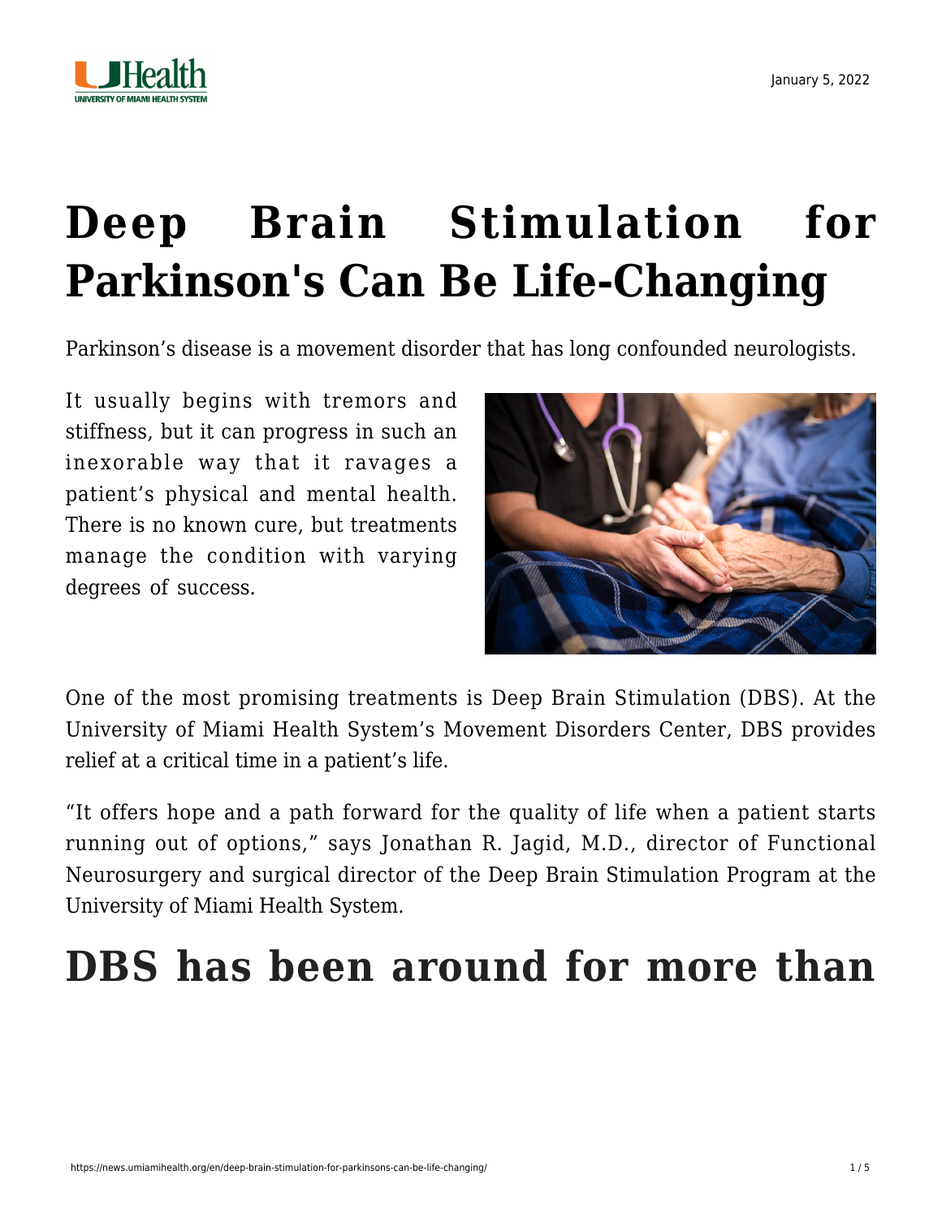# Deep Brain Stimulation for Parkinson's Can Be Life-Changing

Parkinson's disease is a movement disorder that has long confounded neurologists.

It usually begins with tremors and stiffness, but it can progress in such an inexorable way that it ravages a patient's physical and mental health. There is no known cure, but treatments manage the condition with varying degrees of success.

One of the most promising treatments is Deep Brain Stimulation (DBS). At the University of Miami Health System's Movement Disorders Center, DBS provides relief at a critical time in a patient's life.

"It offers hope and a path forward for the quality of life when a patient starts running out of options," says Jonathan R. Jagid, M.D., director of Functional Neurosurgery and surgical director of the Deep Brain Stimulation Program at the University of Miami Health System.

## DBS has been around for more than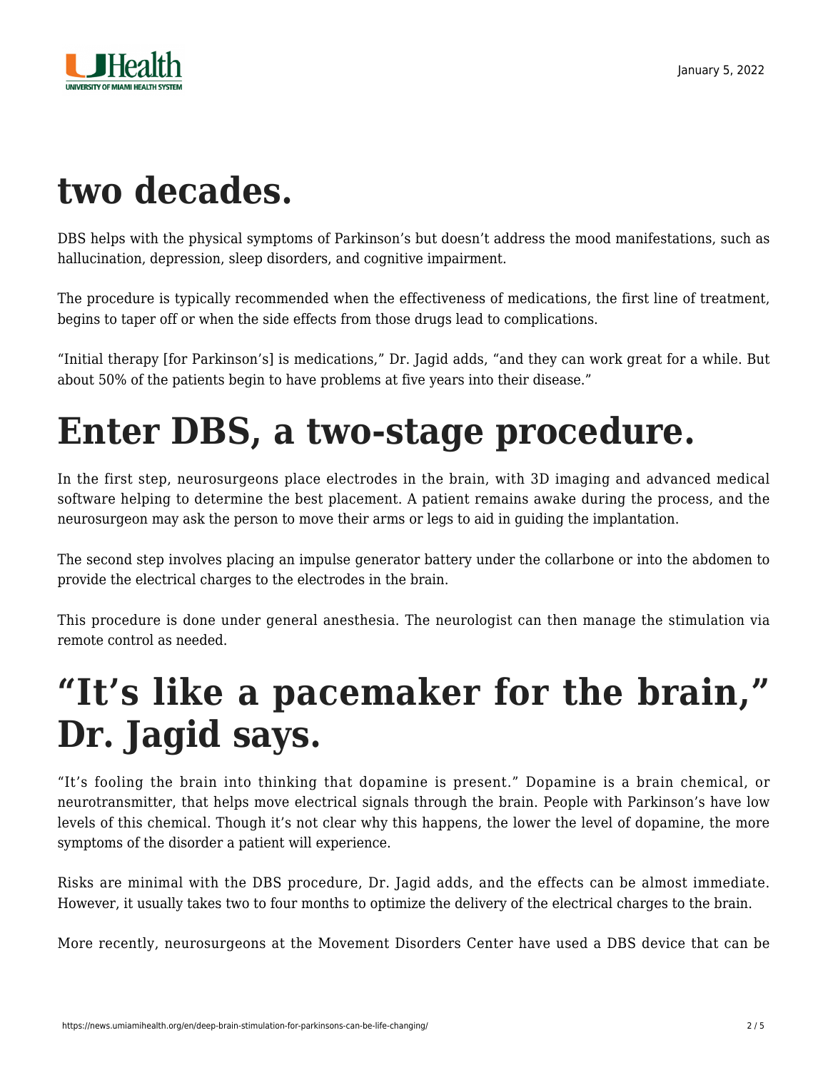# two decades.

DBS helps with the physical symptoms of Parkinson's but doesn't address the mood manifestations, such as hallucination, depression, sleep disorders, and cognitive impairment.

The procedure is typically recommended when the effectiveness of medications, the first line of treatment, begins to taper off or when the side effects from those drugs lead to complications.

"Initial therapy [for Parkinson's] is medications," Dr. Jagid adds, "and they can work great for a while. But about 50% of the patients begin to have problems at five years into their disease."

# Enter DBS, a two-stage procedure.

In the first step, neurosurgeons place electrodes in the brain, with 3D imaging and advanced medical software helping to determine the best placement. A patient remains awake during the process, and the neurosurgeon may ask the person to move their arms or legs to aid in guiding the implantation.

The second step involves placing an impulse generator battery under the collarbone or into the abdomen to provide the electrical charges to the electrodes in the brain.

This procedure is done under general anesthesia. The neurologist can then manage the stimulation via remote control as needed.

# "It's like a pacemaker for the brain," Dr. Jagid says.

"It's fooling the brain into thinking that dopamine is present." Dopamine is a brain chemical, or neurotransmitter, that helps move electrical signals through the brain. People with Parkinson's have low levels of this chemical. Though it's not clear why this happens, the lower the level of dopamine, the more symptoms of the disorder a patient will experience.

Risks are minimal with the DBS procedure, Dr. Jagid adds, and the effects can be almost immediate. However, it usually takes two to four months to optimize the delivery of the electrical charges to the brain.

More recently, neurosurgeons at the Movement Disorders Center have used a DBS device that can be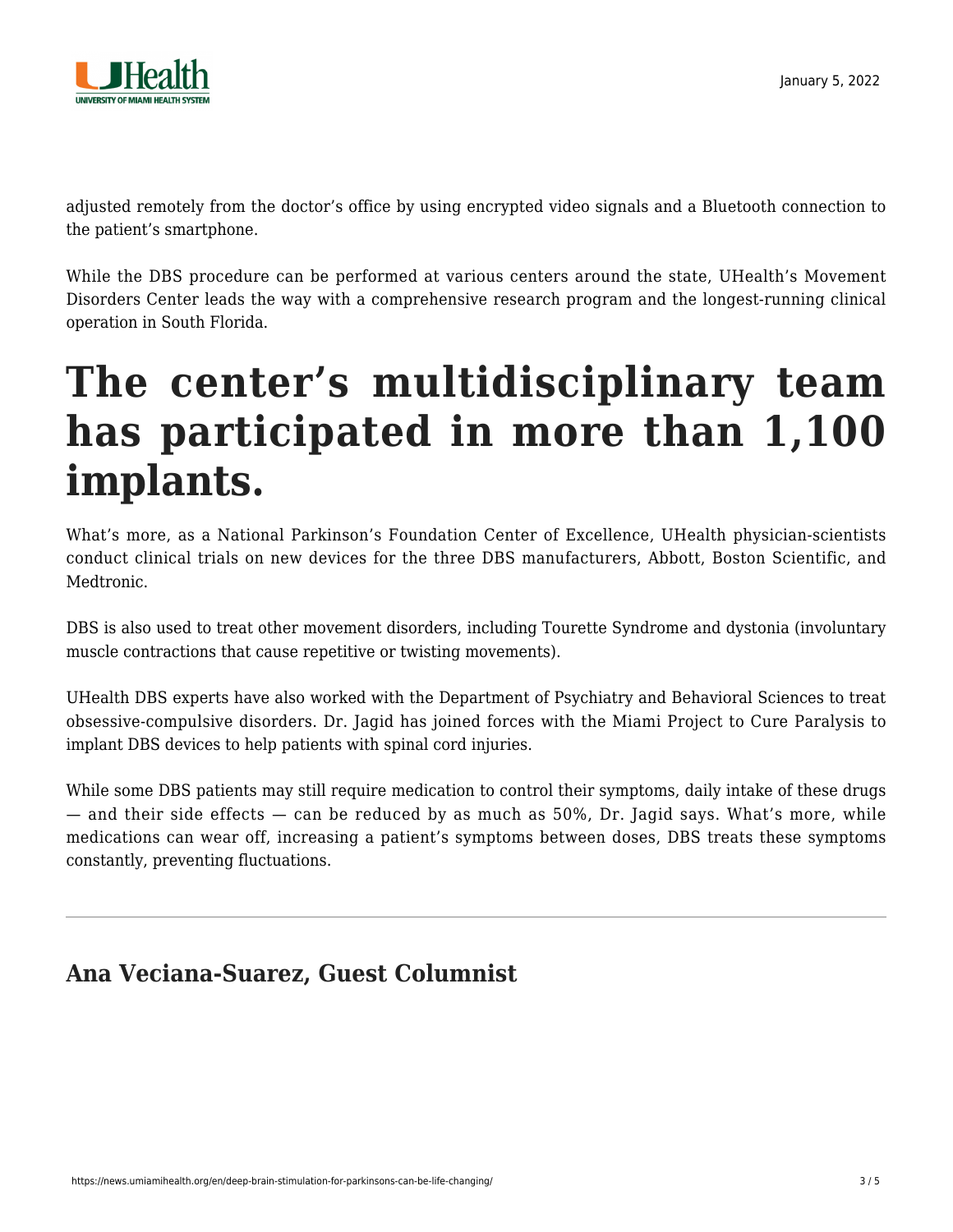adjusted remotely from the doctor's office by using encrypted video signals and a Bluetooth connection to the patient's smartphone.

While the DBS procedure can be performed at various centers around the state, UHealth's Movement Disorders Center leads the way with a comprehensive research program and the longest-running clinical operation in South Florida.

# The center's multidisciplinary team has participated in more than 1,100 implants.

What's more, as a National Parkinson's Foundation Center of Excellence, UHealth physician-scientists conduct clinical trials on new devices for the three DBS manufacturers, Abbott, Boston Scientific, and Medtronic.

DBS is also used to treat other movement disorders, including Tourette Syndrome and dystonia (involuntary muscle contractions that cause repetitive or twisting movements).

UHealth DBS experts have also worked with the Department of Psychiatry and Behavioral Sciences to treat obsessive-compulsive disorders. Dr. Jagid has joined forces with the Miami Project to Cure Paralysis to implant DBS devices to help patients with spinal cord injuries.

While some DBS patients may still require medication to control their symptoms, daily intake of these drugs — and their side effects — can be reduced by as much as 50%, Dr. Jagid says. What's more, while medications can wear off, increasing a patient's symptoms between doses, DBS treats these symptoms constantly, preventing fluctuations.

---

## Ana Veciana-Suarez, Guest Columnist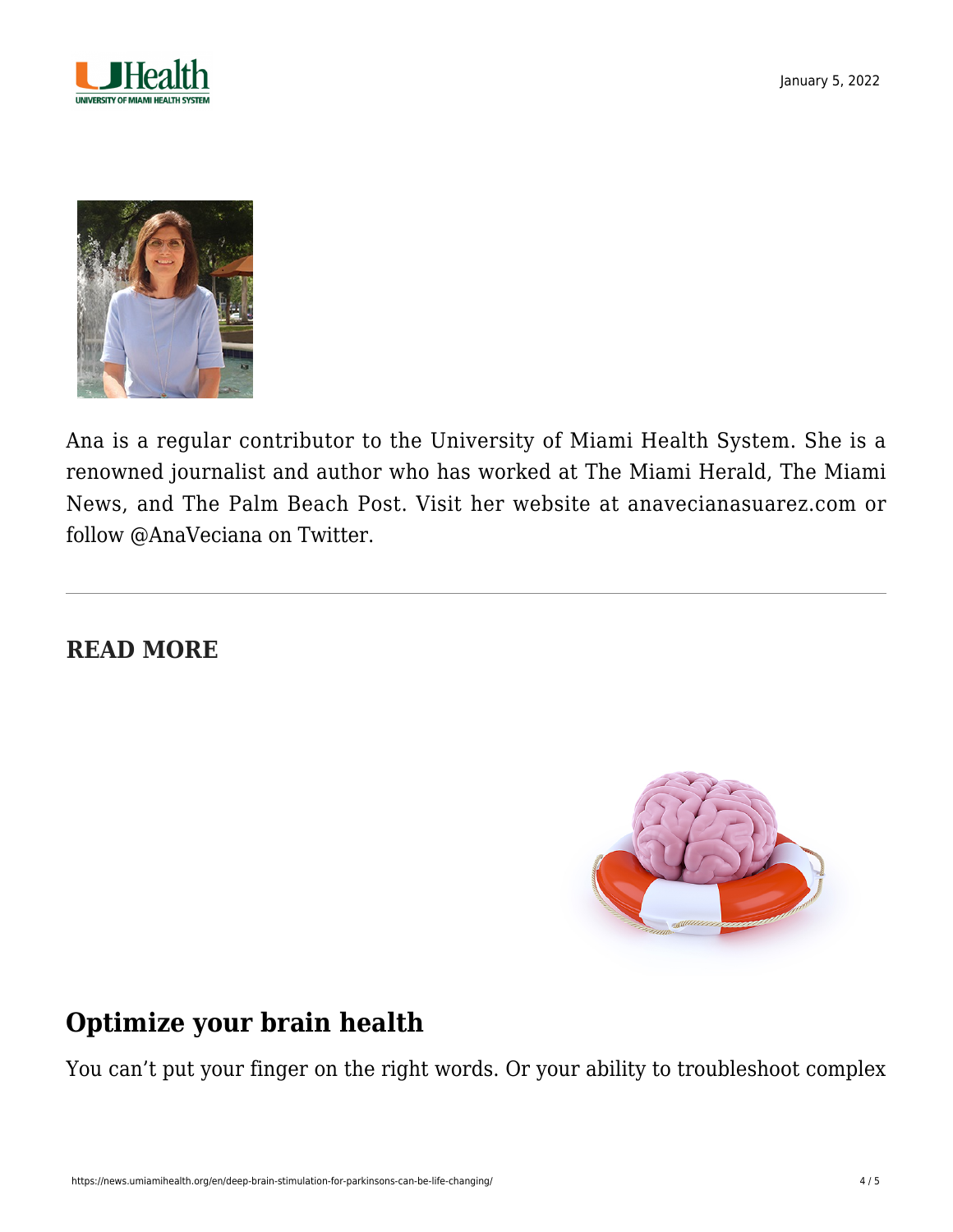Ana is a regular contributor to the University of Miami Health System. She is a renowned journalist and author who has worked at The Miami Herald, The Miami News, and The Palm Beach Post. Visit her website at anavecianasuarez.com or follow @AnaVeciana on Twitter.

---

**READ MORE**

## Optimize your brain health

You can't put your finger on the right words. Or your ability to troubleshoot complex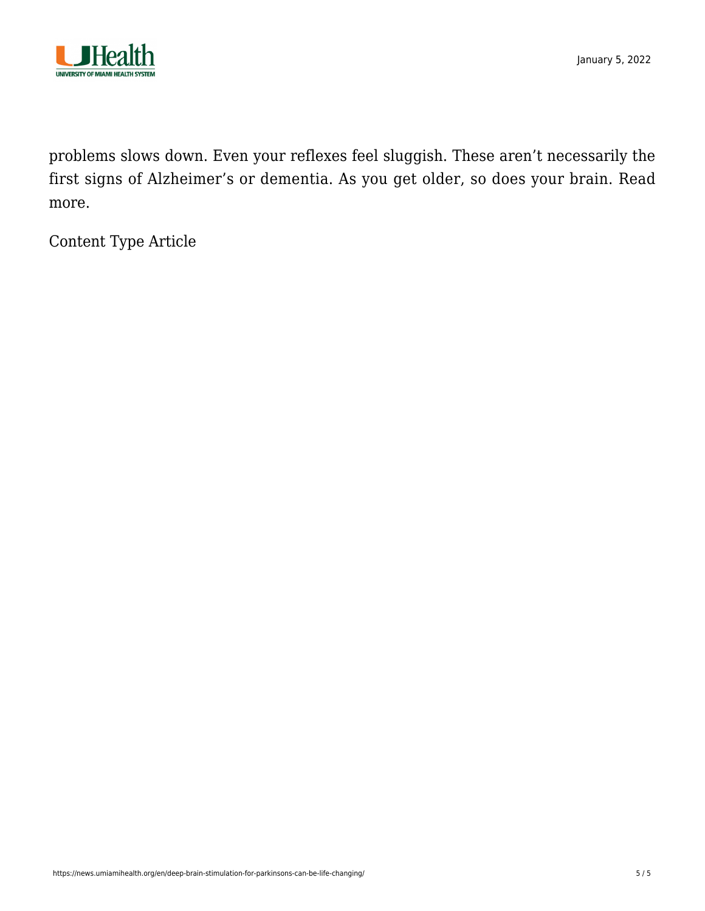problems slows down. Even your reflexes feel sluggish. These aren't necessarily the first signs of Alzheimer's or dementia. As you get older, so does your brain. Read more.

Content Type Article